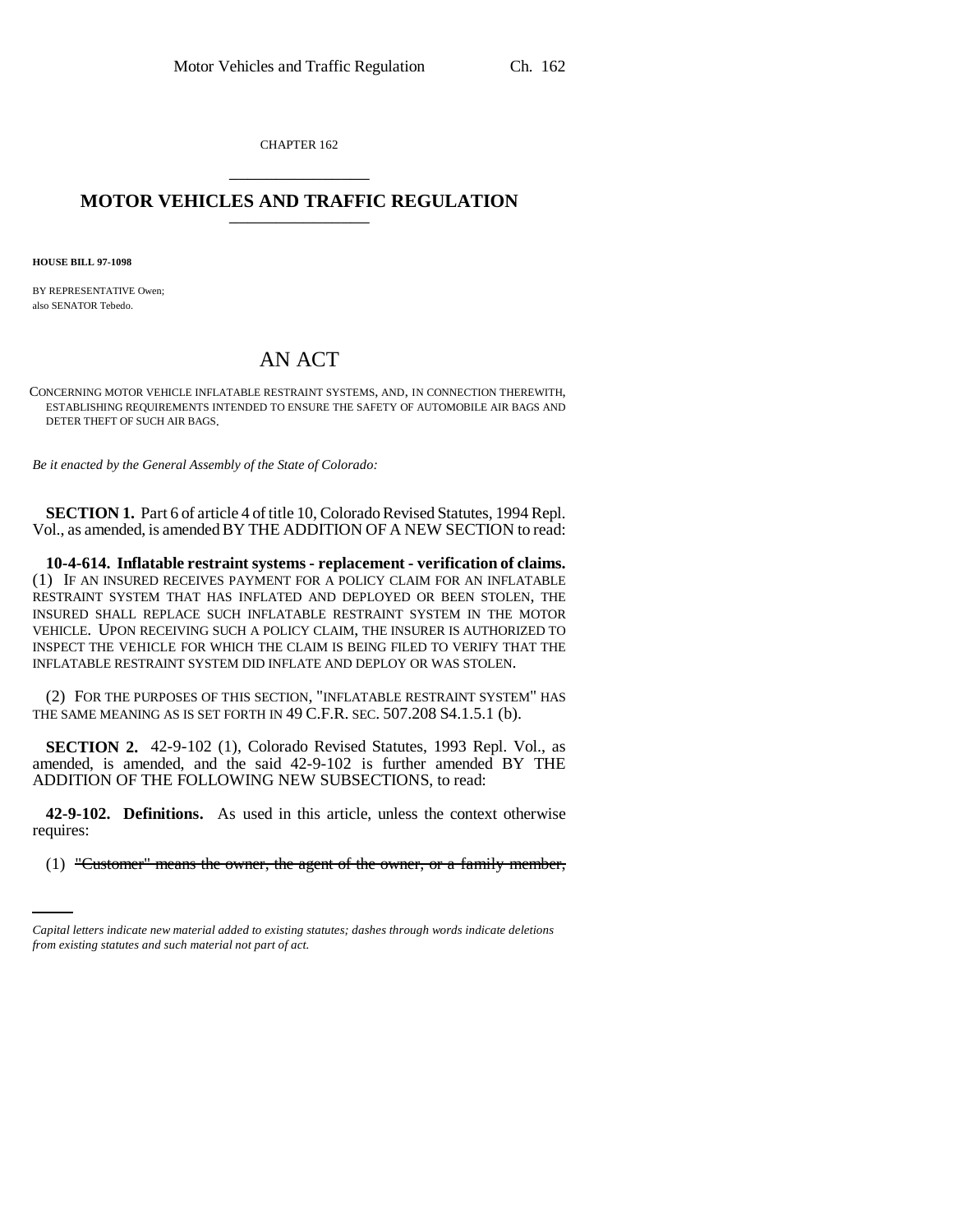CHAPTER 162

# MOTOR VEHICLES AND TRAFFIC REGULATION

**HOUSE BILL 97-1098**

BY REPRESENTATIVE Owen;
also SENATOR Tebedo.

# AN ACT

CONCERNING MOTOR VEHICLE INFLATABLE RESTRAINT SYSTEMS, AND, IN CONNECTION THEREWITH, ESTABLISHING REQUIREMENTS INTENDED TO ENSURE THE SAFETY OF AUTOMOBILE AIR BAGS AND DETER THEFT OF SUCH AIR BAGS.

*Be it enacted by the General Assembly of the State of Colorado:*

**SECTION 1.** Part 6 of article 4 of title 10, Colorado Revised Statutes, 1994 Repl. Vol., as amended, is amended BY THE ADDITION OF A NEW SECTION to read:

**10-4-614. Inflatable restraint systems - replacement - verification of claims.** (1) IF AN INSURED RECEIVES PAYMENT FOR A POLICY CLAIM FOR AN INFLATABLE RESTRAINT SYSTEM THAT HAS INFLATED AND DEPLOYED OR BEEN STOLEN, THE INSURED SHALL REPLACE SUCH INFLATABLE RESTRAINT SYSTEM IN THE MOTOR VEHICLE. UPON RECEIVING SUCH A POLICY CLAIM, THE INSURER IS AUTHORIZED TO INSPECT THE VEHICLE FOR WHICH THE CLAIM IS BEING FILED TO VERIFY THAT THE INFLATABLE RESTRAINT SYSTEM DID INFLATE AND DEPLOY OR WAS STOLEN.

(2) FOR THE PURPOSES OF THIS SECTION, "INFLATABLE RESTRAINT SYSTEM" HAS THE SAME MEANING AS IS SET FORTH IN 49 C.F.R. SEC. 507.208 S4.1.5.1 (b).

**SECTION 2.** 42-9-102 (1), Colorado Revised Statutes, 1993 Repl. Vol., as amended, is amended, and the said 42-9-102 is further amended BY THE ADDITION OF THE FOLLOWING NEW SUBSECTIONS, to read:

**42-9-102. Definitions.** As used in this article, unless the context otherwise requires:

(1) ~~"Customer" means the owner, the agent of the owner, or a family member,~~

*Capital letters indicate new material added to existing statutes; dashes through words indicate deletions from existing statutes and such material not part of act.*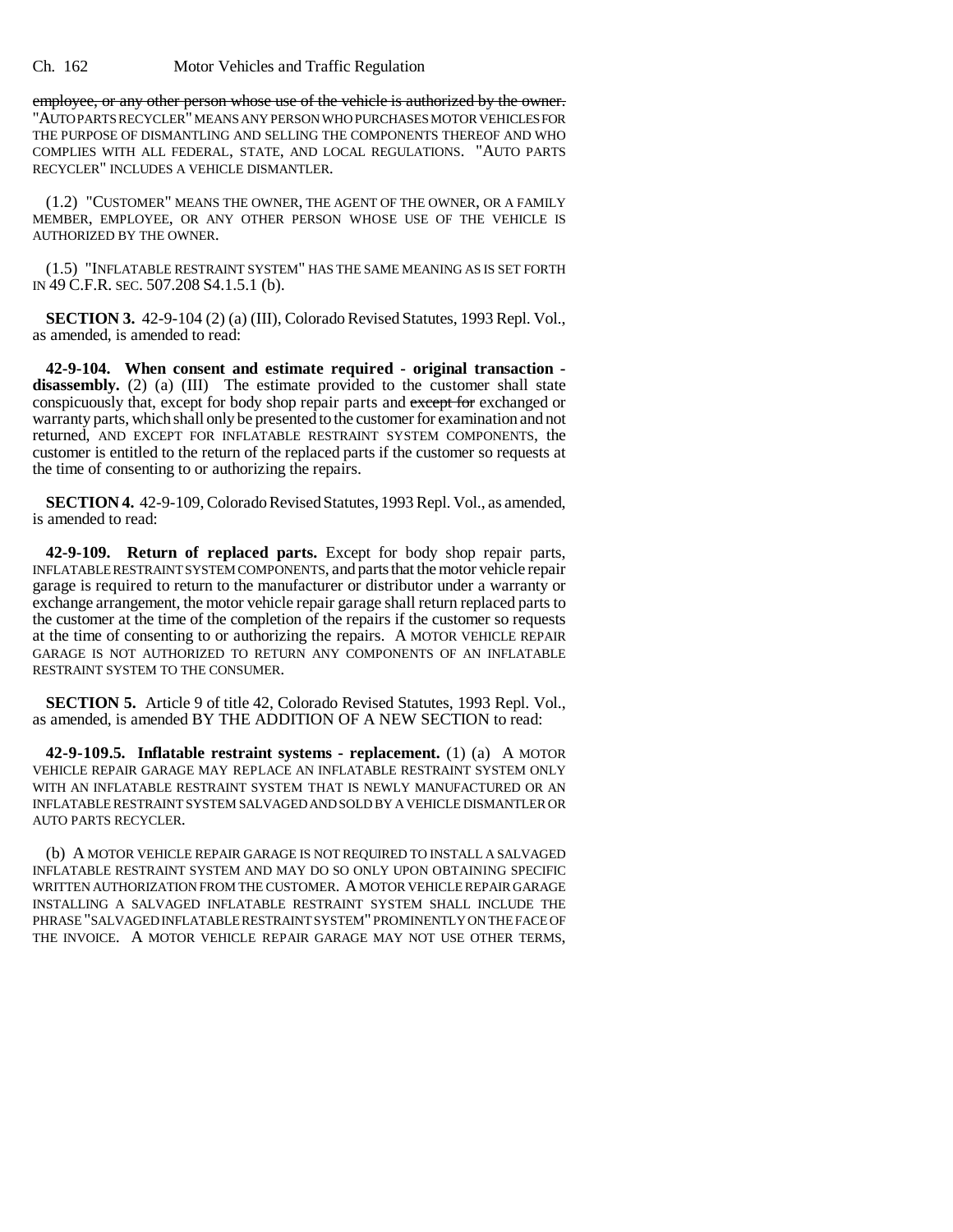~~employee, or any other person whose use of the vehicle is authorized by the owner.~~ "AUTO PARTS RECYCLER" MEANS ANY PERSON WHO PURCHASES MOTOR VEHICLES FOR THE PURPOSE OF DISMANTLING AND SELLING THE COMPONENTS THEREOF AND WHO COMPLIES WITH ALL FEDERAL, STATE, AND LOCAL REGULATIONS. "AUTO PARTS RECYCLER" INCLUDES A VEHICLE DISMANTLER.

(1.2) "CUSTOMER" MEANS THE OWNER, THE AGENT OF THE OWNER, OR A FAMILY MEMBER, EMPLOYEE, OR ANY OTHER PERSON WHOSE USE OF THE VEHICLE IS AUTHORIZED BY THE OWNER.

(1.5) "INFLATABLE RESTRAINT SYSTEM" HAS THE SAME MEANING AS IS SET FORTH IN 49 C.F.R. SEC. 507.208 S4.1.5.1 (b).

**SECTION 3.** 42-9-104 (2) (a) (III), Colorado Revised Statutes, 1993 Repl. Vol., as amended, is amended to read:

**42-9-104. When consent and estimate required - original transaction - disassembly.** (2) (a) (III) The estimate provided to the customer shall state conspicuously that, except for body shop repair parts and ~~except for~~ exchanged or warranty parts, which shall only be presented to the customer for examination and not returned, AND EXCEPT FOR INFLATABLE RESTRAINT SYSTEM COMPONENTS, the customer is entitled to the return of the replaced parts if the customer so requests at the time of consenting to or authorizing the repairs.

**SECTION 4.** 42-9-109, Colorado Revised Statutes, 1993 Repl. Vol., as amended, is amended to read:

**42-9-109. Return of replaced parts.** Except for body shop repair parts, INFLATABLE RESTRAINT SYSTEM COMPONENTS, and parts that the motor vehicle repair garage is required to return to the manufacturer or distributor under a warranty or exchange arrangement, the motor vehicle repair garage shall return replaced parts to the customer at the time of the completion of the repairs if the customer so requests at the time of consenting to or authorizing the repairs. A MOTOR VEHICLE REPAIR GARAGE IS NOT AUTHORIZED TO RETURN ANY COMPONENTS OF AN INFLATABLE RESTRAINT SYSTEM TO THE CONSUMER.

**SECTION 5.** Article 9 of title 42, Colorado Revised Statutes, 1993 Repl. Vol., as amended, is amended BY THE ADDITION OF A NEW SECTION to read:

**42-9-109.5. Inflatable restraint systems - replacement.** (1) (a) A MOTOR VEHICLE REPAIR GARAGE MAY REPLACE AN INFLATABLE RESTRAINT SYSTEM ONLY WITH AN INFLATABLE RESTRAINT SYSTEM THAT IS NEWLY MANUFACTURED OR AN INFLATABLE RESTRAINT SYSTEM SALVAGED AND SOLD BY A VEHICLE DISMANTLER OR AUTO PARTS RECYCLER.

(b) A MOTOR VEHICLE REPAIR GARAGE IS NOT REQUIRED TO INSTALL A SALVAGED INFLATABLE RESTRAINT SYSTEM AND MAY DO SO ONLY UPON OBTAINING SPECIFIC WRITTEN AUTHORIZATION FROM THE CUSTOMER. A MOTOR VEHICLE REPAIR GARAGE INSTALLING A SALVAGED INFLATABLE RESTRAINT SYSTEM SHALL INCLUDE THE PHRASE "SALVAGED INFLATABLE RESTRAINT SYSTEM" PROMINENTLY ON THE FACE OF THE INVOICE. A MOTOR VEHICLE REPAIR GARAGE MAY NOT USE OTHER TERMS,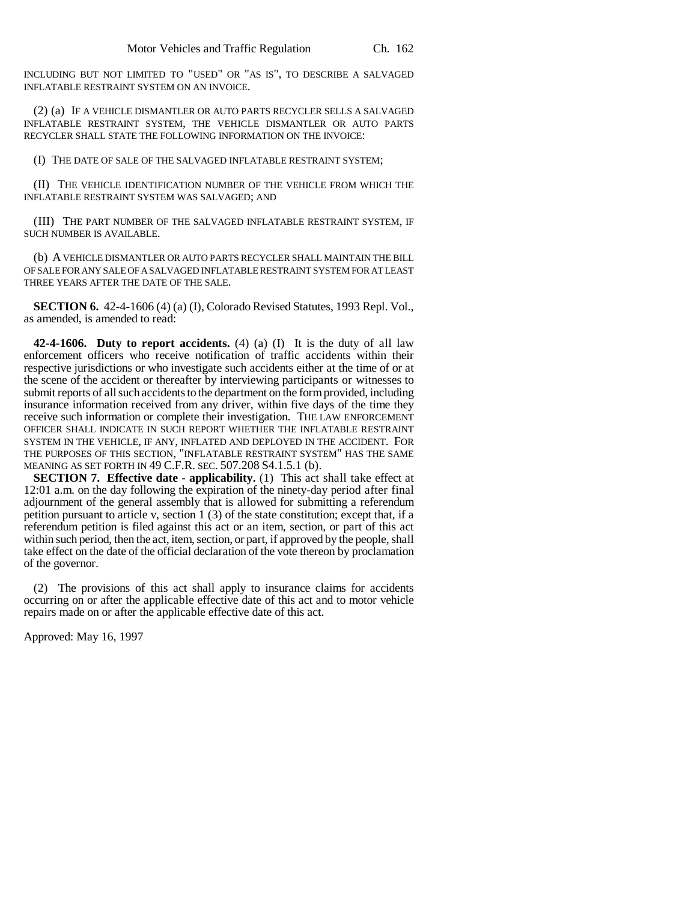INCLUDING BUT NOT LIMITED TO "USED" OR "AS IS", TO DESCRIBE A SALVAGED INFLATABLE RESTRAINT SYSTEM ON AN INVOICE.

(2) (a) IF A VEHICLE DISMANTLER OR AUTO PARTS RECYCLER SELLS A SALVAGED INFLATABLE RESTRAINT SYSTEM, THE VEHICLE DISMANTLER OR AUTO PARTS RECYCLER SHALL STATE THE FOLLOWING INFORMATION ON THE INVOICE:

(I) THE DATE OF SALE OF THE SALVAGED INFLATABLE RESTRAINT SYSTEM;

(II) THE VEHICLE IDENTIFICATION NUMBER OF THE VEHICLE FROM WHICH THE INFLATABLE RESTRAINT SYSTEM WAS SALVAGED; AND

(III) THE PART NUMBER OF THE SALVAGED INFLATABLE RESTRAINT SYSTEM, IF SUCH NUMBER IS AVAILABLE.

(b) A VEHICLE DISMANTLER OR AUTO PARTS RECYCLER SHALL MAINTAIN THE BILL OF SALE FOR ANY SALE OF A SALVAGED INFLATABLE RESTRAINT SYSTEM FOR AT LEAST THREE YEARS AFTER THE DATE OF THE SALE.

**SECTION 6.** 42-4-1606 (4) (a) (I), Colorado Revised Statutes, 1993 Repl. Vol., as amended, is amended to read:

**42-4-1606. Duty to report accidents.** (4) (a) (I) It is the duty of all law enforcement officers who receive notification of traffic accidents within their respective jurisdictions or who investigate such accidents either at the time of or at the scene of the accident or thereafter by interviewing participants or witnesses to submit reports of all such accidents to the department on the form provided, including insurance information received from any driver, within five days of the time they receive such information or complete their investigation. THE LAW ENFORCEMENT OFFICER SHALL INDICATE IN SUCH REPORT WHETHER THE INFLATABLE RESTRAINT SYSTEM IN THE VEHICLE, IF ANY, INFLATED AND DEPLOYED IN THE ACCIDENT. FOR THE PURPOSES OF THIS SECTION, "INFLATABLE RESTRAINT SYSTEM" HAS THE SAME MEANING AS SET FORTH IN 49 C.F.R. SEC. 507.208 S4.1.5.1 (b).

**SECTION 7. Effective date - applicability.** (1) This act shall take effect at 12:01 a.m. on the day following the expiration of the ninety-day period after final adjournment of the general assembly that is allowed for submitting a referendum petition pursuant to article v, section 1 (3) of the state constitution; except that, if a referendum petition is filed against this act or an item, section, or part of this act within such period, then the act, item, section, or part, if approved by the people, shall take effect on the date of the official declaration of the vote thereon by proclamation of the governor.

(2) The provisions of this act shall apply to insurance claims for accidents occurring on or after the applicable effective date of this act and to motor vehicle repairs made on or after the applicable effective date of this act.

Approved: May 16, 1997